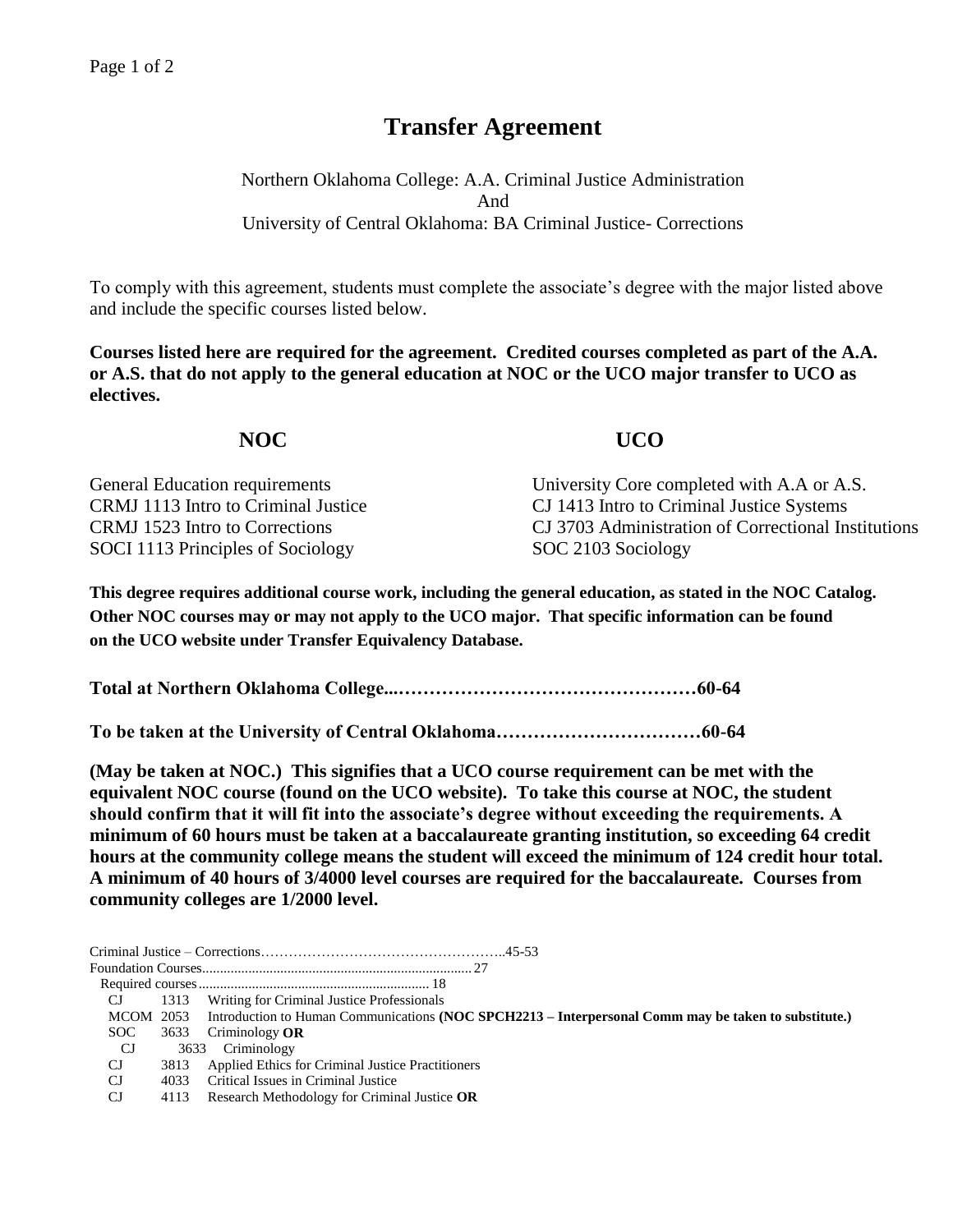# Transfer Agreement

Northern Oklahoma College: A.A. Criminal Justice Administration
And
University of Central Oklahoma: BA Criminal Justice- Corrections

To comply with this agreement, students must complete the associate's degree with the major listed above and include the specific courses listed below.

**Courses listed here are required for the agreement. Credited courses completed as part of the A.A. or A.S. that do not apply to the general education at NOC or the UCO major transfer to UCO as electives.**

| NOC | UCO |
|---|---|
| General Education requirements | University Core completed with A.A or A.S. |
| CRMJ 1113 Intro to Criminal Justice | CJ 1413 Intro to Criminal Justice Systems |
| CRMJ 1523 Intro to Corrections | CJ 3703 Administration of Correctional Institutions |
| SOCI 1113 Principles of Sociology | SOC 2103 Sociology |

**This degree requires additional course work, including the general education, as stated in the NOC Catalog. Other NOC courses may or may not apply to the UCO major. That specific information can be found on the UCO website under Transfer Equivalency Database.**

**Total at Northern Oklahoma College...…………………………………………60-64**

**To be taken at the University of Central Oklahoma……………………………60-64**

**(May be taken at NOC.) This signifies that a UCO course requirement can be met with the equivalent NOC course (found on the UCO website). To take this course at NOC, the student should confirm that it will fit into the associate's degree without exceeding the requirements. A minimum of 60 hours must be taken at a baccalaureate granting institution, so exceeding 64 credit hours at the community college means the student will exceed the minimum of 124 credit hour total. A minimum of 40 hours of 3/4000 level courses are required for the baccalaureate. Courses from community colleges are 1/2000 level.**

Criminal Justice – Corrections……………………………………………..45-53
Foundation Courses.......................................................................... 27
Required courses................................................................ 18

- CJ 1313 Writing for Criminal Justice Professionals
- MCOM 2053 Introduction to Human Communications **(NOC SPCH2213 – Interpersonal Comm may be taken to substitute.)**
- SOC 3633 Criminology **OR**
  - CJ 3633 Criminology
- CJ 3813 Applied Ethics for Criminal Justice Practitioners
- CJ 4033 Critical Issues in Criminal Justice
- CJ 4113 Research Methodology for Criminal Justice **OR**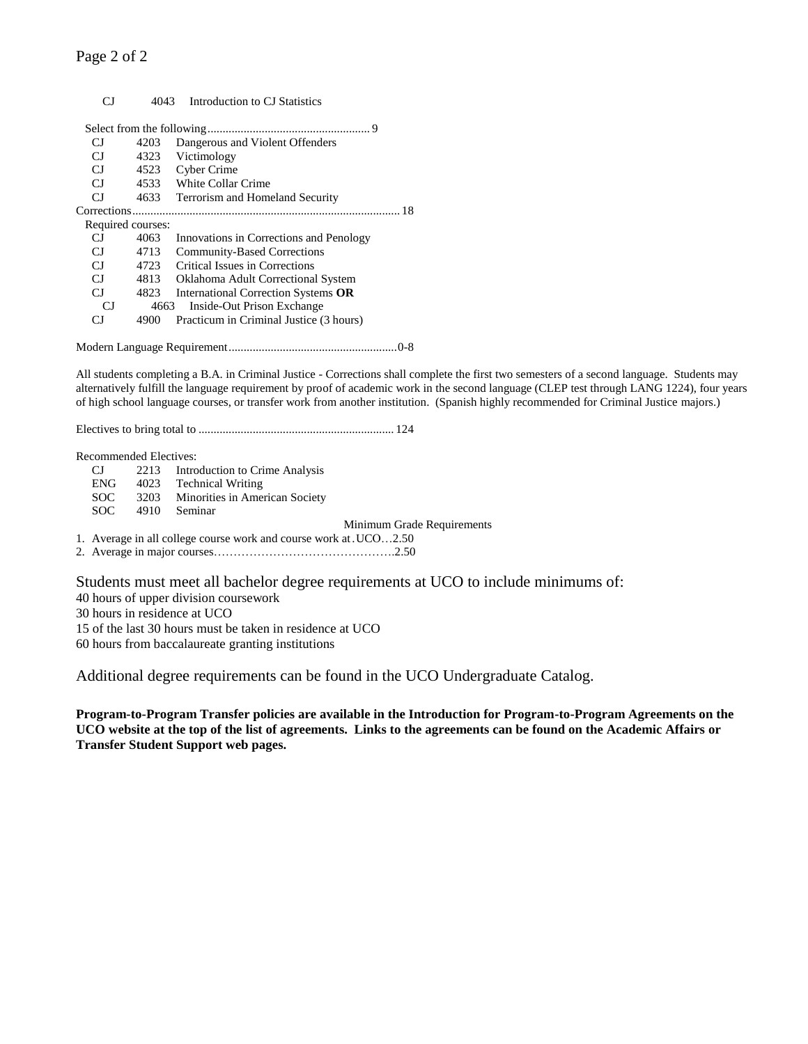CJ 4043 Introduction to CJ Statistics

Select from the following........................................................ 9

CJ 4203 Dangerous and Violent Offenders
CJ 4323 Victimology
CJ 4523 Cyber Crime
CJ 4533 White Collar Crime
CJ 4633 Terrorism and Homeland Security

Corrections......................................................................................... 18

Required courses:

CJ 4063 Innovations in Corrections and Penology
CJ 4713 Community-Based Corrections
CJ 4723 Critical Issues in Corrections
CJ 4813 Oklahoma Adult Correctional System
CJ 4823 International Correction Systems **OR**
CJ 4663 Inside-Out Prison Exchange
CJ 4900 Practicum in Criminal Justice (3 hours)

Modern Language Requirement........................................................0-8

All students completing a B.A. in Criminal Justice - Corrections shall complete the first two semesters of a second language. Students may alternatively fulfill the language requirement by proof of academic work in the second language (CLEP test through LANG 1224), four years of high school language courses, or transfer work from another institution. (Spanish highly recommended for Criminal Justice majors.)

Electives to bring total to ................................................................. 124

Recommended Electives:

CJ 2213 Introduction to Crime Analysis
ENG 4023 Technical Writing
SOC 3203 Minorities in American Society
SOC 4910 Seminar

Minimum Grade Requirements

1. Average in all college course work and course work at UCO…2.50
2. Average in major courses……………………………………….2.50

Students must meet all bachelor degree requirements at UCO to include minimums of:

40 hours of upper division coursework
30 hours in residence at UCO
15 of the last 30 hours must be taken in residence at UCO
60 hours from baccalaureate granting institutions

Additional degree requirements can be found in the UCO Undergraduate Catalog.

**Program-to-Program Transfer policies are available in the Introduction for Program-to-Program Agreements on the UCO website at the top of the list of agreements. Links to the agreements can be found on the Academic Affairs or Transfer Student Support web pages.**